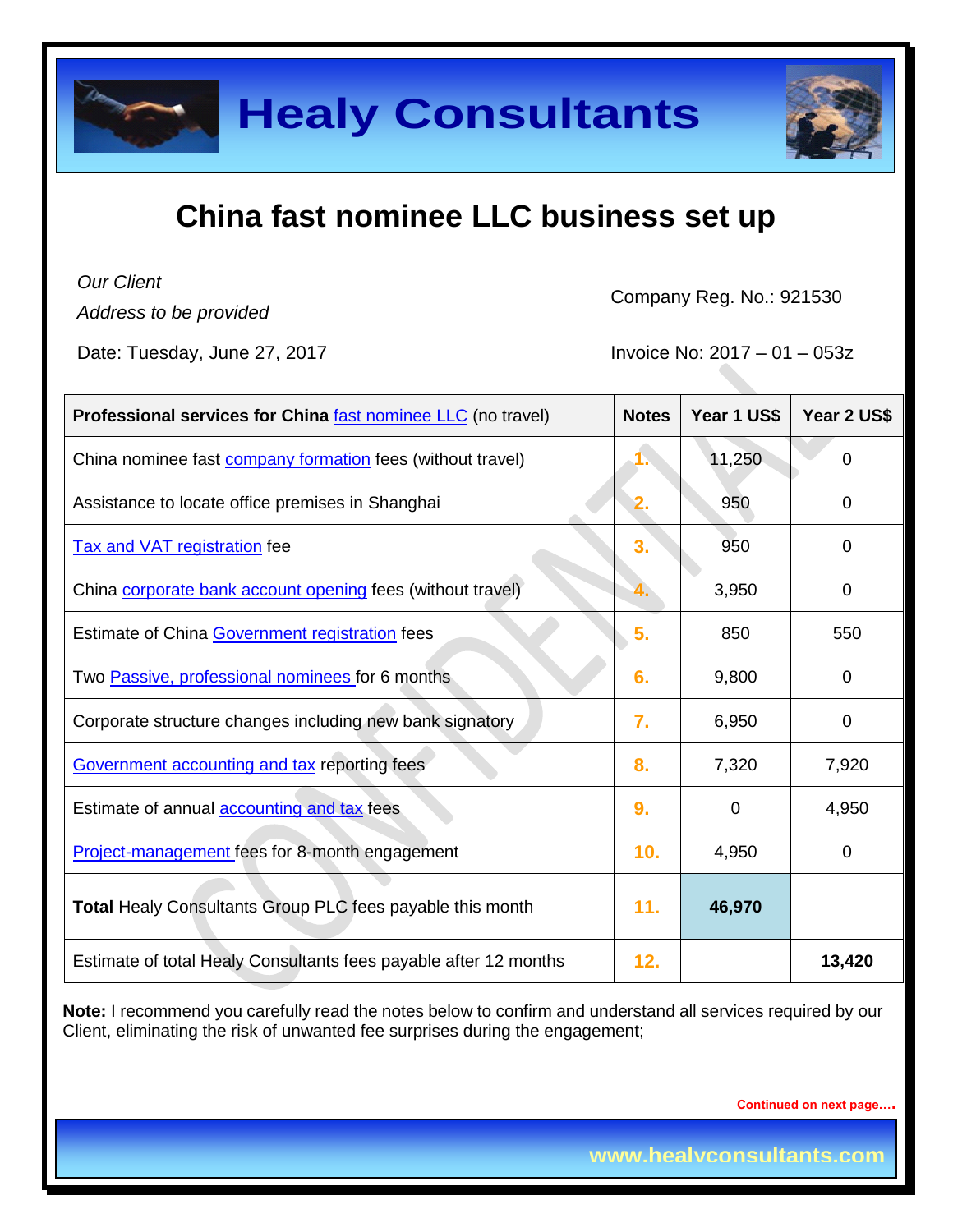# Healy Consultants

## China fast nominee LLC business set up

*Our Client*
*Address to be provided*

Company Reg. No.: 921530

Date: Tuesday, June 27, 2017

Invoice No: 2017 – 01 – 053z

| **Professional services for China** fast nominee LLC (no travel) | **Notes** | **Year 1 US$** | **Year 2 US$** |
|---|---|---|---|
| China nominee fast company formation fees (without travel) | 1. | 11,250 | 0 |
| Assistance to locate office premises in Shanghai | 2. | 950 | 0 |
| Tax and VAT registration fee | 3. | 950 | 0 |
| China corporate bank account opening fees (without travel) | 4. | 3,950 | 0 |
| Estimate of China Government registration fees | 5. | 850 | 550 |
| Two Passive, professional nominees for 6 months | 6. | 9,800 | 0 |
| Corporate structure changes including new bank signatory | 7. | 6,950 | 0 |
| Government accounting and tax reporting fees | 8. | 7,320 | 7,920 |
| Estimate of annual accounting and tax fees | 9. | 0 | 4,950 |
| Project-management fees for 8-month engagement | 10. | 4,950 | 0 |
| **Total** Healy Consultants Group PLC fees payable this month | 11. | **46,970** | |
| Estimate of total Healy Consultants fees payable after 12 months | 12. | | **13,420** |

**Note:** I recommend you carefully read the notes below to confirm and understand all services required by our Client, eliminating the risk of unwanted fee surprises during the engagement;

Continued on next page….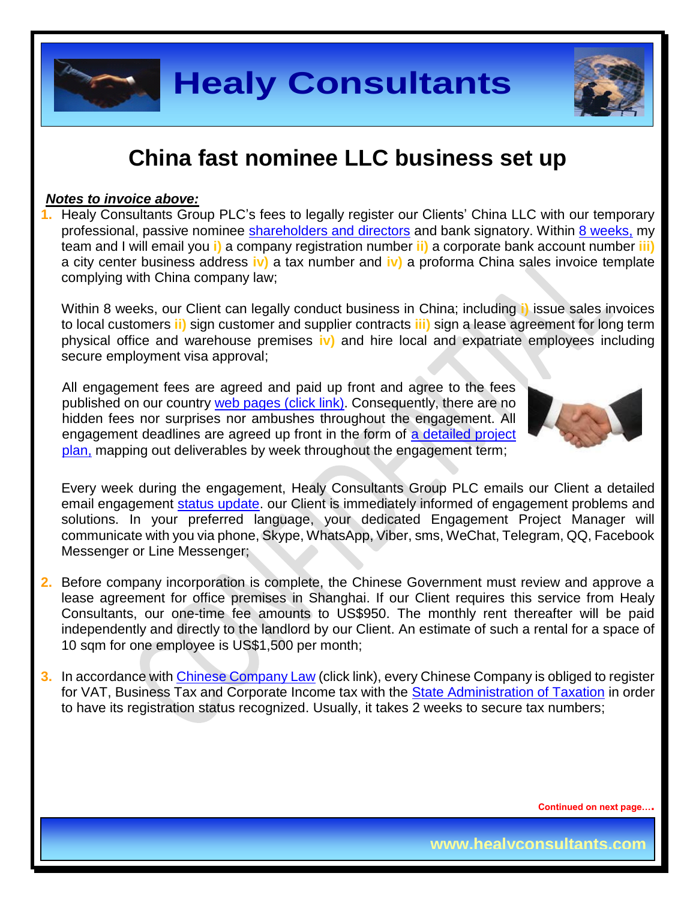# China fast nominee LLC business set up

***Notes to invoice above:***

1. Healy Consultants Group PLC's fees to legally register our Clients' China LLC with our temporary professional, passive nominee shareholders and directors and bank signatory. Within 8 weeks, my team and I will email you **i)** a company registration number **ii)** a corporate bank account number **iii)** a city center business address **iv)** a tax number and **iv)** a proforma China sales invoice template complying with China company law;

   Within 8 weeks, our Client can legally conduct business in China; including **i)** issue sales invoices to local customers **ii)** sign customer and supplier contracts **iii)** sign a lease agreement for long term physical office and warehouse premises **iv)** and hire local and expatriate employees including secure employment visa approval;

   All engagement fees are agreed and paid up front and agree to the fees published on our country web pages (click link). Consequently, there are no hidden fees nor surprises nor ambushes throughout the engagement. All engagement deadlines are agreed up front in the form of a detailed project plan, mapping out deliverables by week throughout the engagement term;

   Every week during the engagement, Healy Consultants Group PLC emails our Client a detailed email engagement status update. our Client is immediately informed of engagement problems and solutions. In your preferred language, your dedicated Engagement Project Manager will communicate with you via phone, Skype, WhatsApp, Viber, sms, WeChat, Telegram, QQ, Facebook Messenger or Line Messenger;

2. Before company incorporation is complete, the Chinese Government must review and approve a lease agreement for office premises in Shanghai. If our Client requires this service from Healy Consultants, our one-time fee amounts to US$950. The monthly rent thereafter will be paid independently and directly to the landlord by our Client. An estimate of such a rental for a space of 10 sqm for one employee is US$1,500 per month;

3. In accordance with Chinese Company Law (click link), every Chinese Company is obliged to register for VAT, Business Tax and Corporate Income tax with the State Administration of Taxation in order to have its registration status recognized. Usually, it takes 2 weeks to secure tax numbers;

**Continued on next page….**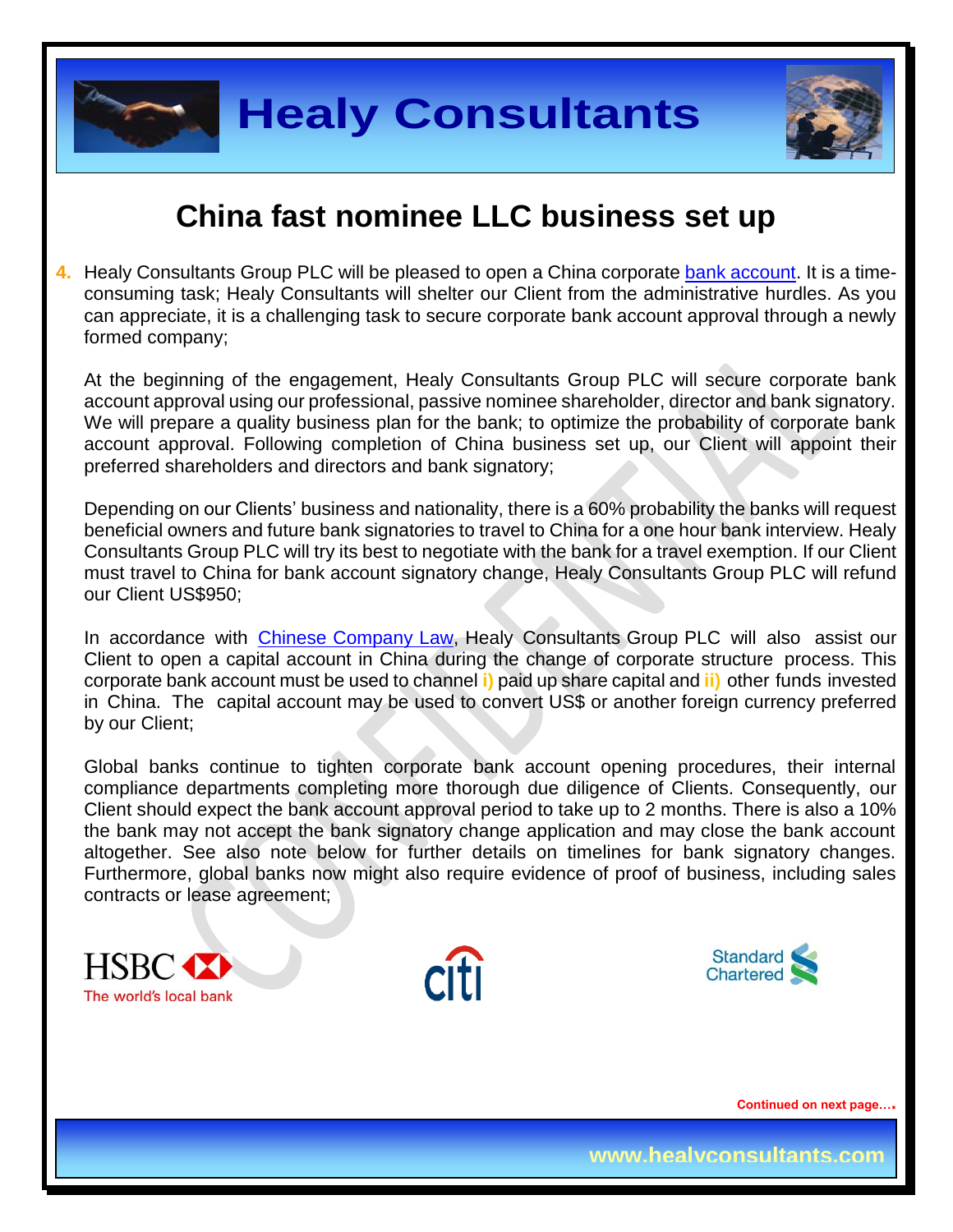# China fast nominee LLC business set up

4. Healy Consultants Group PLC will be pleased to open a China corporate bank account. It is a time-consuming task; Healy Consultants will shelter our Client from the administrative hurdles. As you can appreciate, it is a challenging task to secure corporate bank account approval through a newly formed company;

   At the beginning of the engagement, Healy Consultants Group PLC will secure corporate bank account approval using our professional, passive nominee shareholder, director and bank signatory. We will prepare a quality business plan for the bank; to optimize the probability of corporate bank account approval. Following completion of China business set up, our Client will appoint their preferred shareholders and directors and bank signatory;

   Depending on our Clients' business and nationality, there is a 60% probability the banks will request beneficial owners and future bank signatories to travel to China for a one hour bank interview. Healy Consultants Group PLC will try its best to negotiate with the bank for a travel exemption. If our Client must travel to China for bank account signatory change, Healy Consultants Group PLC will refund our Client US$950;

   In accordance with Chinese Company Law, Healy Consultants Group PLC will also assist our Client to open a capital account in China during the change of corporate structure process. This corporate bank account must be used to channel i) paid up share capital and ii) other funds invested in China. The capital account may be used to convert US$ or another foreign currency preferred by our Client;

   Global banks continue to tighten corporate bank account opening procedures, their internal compliance departments completing more thorough due diligence of Clients. Consequently, our Client should expect the bank account approval period to take up to 2 months. There is also a 10% the bank may not accept the bank signatory change application and may close the bank account altogether. See also note below for further details on timelines for bank signatory changes. Furthermore, global banks now might also require evidence of proof of business, including sales contracts or lease agreement;

HSBC The world's local bank   citi   Standard Chartered

Continued on next page….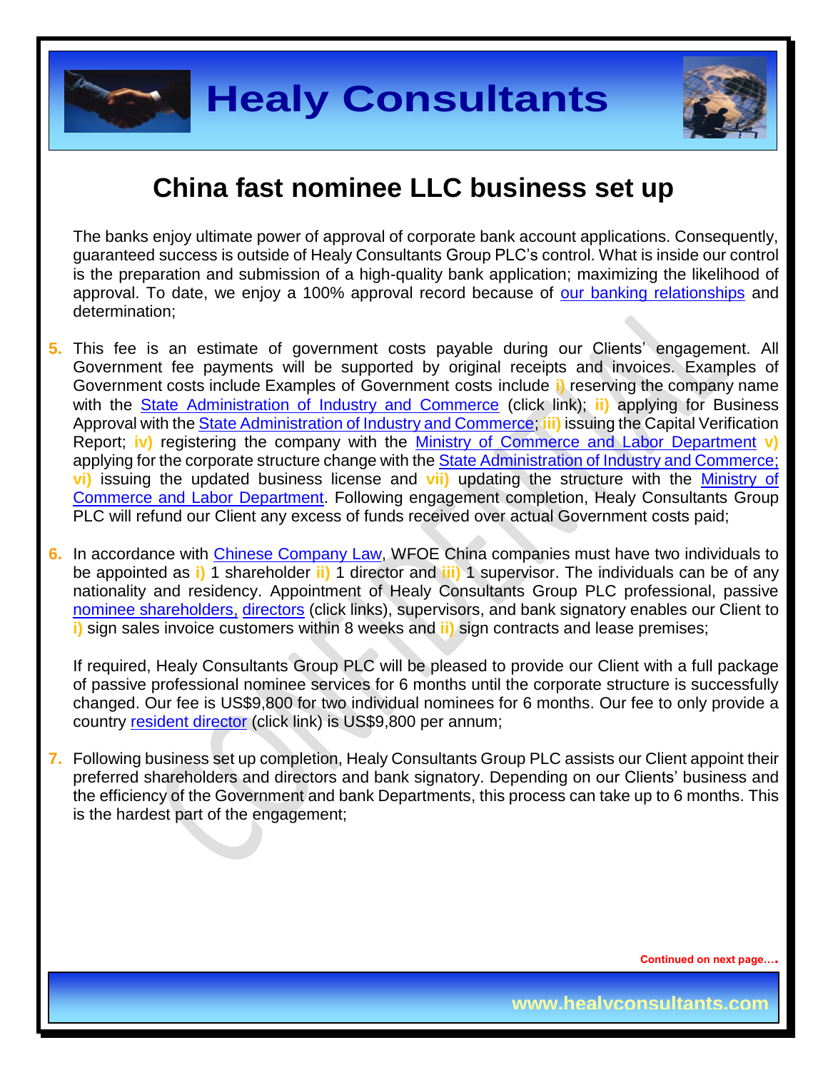# China fast nominee LLC business set up

The banks enjoy ultimate power of approval of corporate bank account applications. Consequently, guaranteed success is outside of Healy Consultants Group PLC's control. What is inside our control is the preparation and submission of a high-quality bank application; maximizing the likelihood of approval. To date, we enjoy a 100% approval record because of our banking relationships and determination;

5. This fee is an estimate of government costs payable during our Clients' engagement. All Government fee payments will be supported by original receipts and invoices. Examples of Government costs include Examples of Government costs include **i)** reserving the company name with the State Administration of Industry and Commerce (click link); **ii)** applying for Business Approval with the State Administration of Industry and Commerce; **iii)** issuing the Capital Verification Report; **iv)** registering the company with the Ministry of Commerce and Labor Department **v)** applying for the corporate structure change with the State Administration of Industry and Commerce; **vi)** issuing the updated business license and **vii)** updating the structure with the Ministry of Commerce and Labor Department. Following engagement completion, Healy Consultants Group PLC will refund our Client any excess of funds received over actual Government costs paid;

6. In accordance with Chinese Company Law, WFOE China companies must have two individuals to be appointed as **i)** 1 shareholder **ii)** 1 director and **iii)** 1 supervisor. The individuals can be of any nationality and residency. Appointment of Healy Consultants Group PLC professional, passive nominee shareholders, directors (click links), supervisors, and bank signatory enables our Client to **i)** sign sales invoice customers within 8 weeks and **ii)** sign contracts and lease premises;

   If required, Healy Consultants Group PLC will be pleased to provide our Client with a full package of passive professional nominee services for 6 months until the corporate structure is successfully changed. Our fee is US$9,800 for two individual nominees for 6 months. Our fee to only provide a country resident director (click link) is US$9,800 per annum;

7. Following business set up completion, Healy Consultants Group PLC assists our Client appoint their preferred shareholders and directors and bank signatory. Depending on our Clients' business and the efficiency of the Government and bank Departments, this process can take up to 6 months. This is the hardest part of the engagement;

Continued on next page….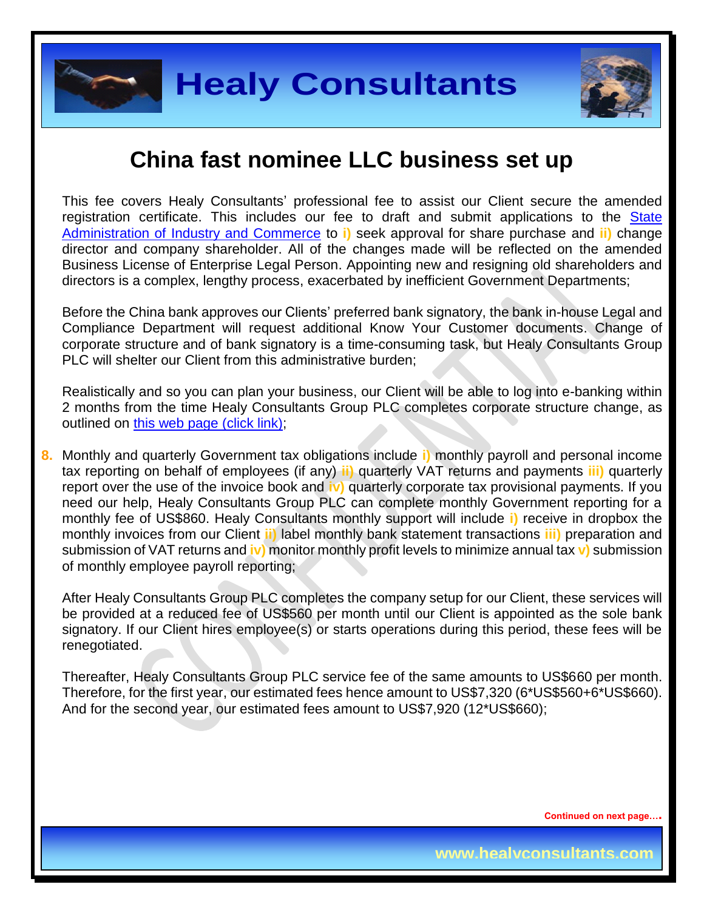# China fast nominee LLC business set up

This fee covers Healy Consultants' professional fee to assist our Client secure the amended registration certificate. This includes our fee to draft and submit applications to the [State Administration of Industry and Commerce]() to **i)** seek approval for share purchase and **ii)** change director and company shareholder. All of the changes made will be reflected on the amended Business License of Enterprise Legal Person. Appointing new and resigning old shareholders and directors is a complex, lengthy process, exacerbated by inefficient Government Departments;

Before the China bank approves our Clients' preferred bank signatory, the bank in-house Legal and Compliance Department will request additional Know Your Customer documents. Change of corporate structure and of bank signatory is a time-consuming task, but Healy Consultants Group PLC will shelter our Client from this administrative burden;

Realistically and so you can plan your business, our Client will be able to log into e-banking within 2 months from the time Healy Consultants Group PLC completes corporate structure change, as outlined on [this web page (click link)]();

8. Monthly and quarterly Government tax obligations include **i)** monthly payroll and personal income tax reporting on behalf of employees (if any) **ii)** quarterly VAT returns and payments **iii)** quarterly report over the use of the invoice book and **iv)** quarterly corporate tax provisional payments. If you need our help, Healy Consultants Group PLC can complete monthly Government reporting for a monthly fee of US$860. Healy Consultants monthly support will include **i)** receive in dropbox the monthly invoices from our Client **ii)** label monthly bank statement transactions **iii)** preparation and submission of VAT returns and **iv)** monitor monthly profit levels to minimize annual tax **v)** submission of monthly employee payroll reporting;

   After Healy Consultants Group PLC completes the company setup for our Client, these services will be provided at a reduced fee of US$560 per month until our Client is appointed as the sole bank signatory. If our Client hires employee(s) or starts operations during this period, these fees will be renegotiated.

   Thereafter, Healy Consultants Group PLC service fee of the same amounts to US$660 per month. Therefore, for the first year, our estimated fees hence amount to US$7,320 (6*US$560+6*US$660). And for the second year, our estimated fees amount to US$7,920 (12*US$660);

**Continued on next page….**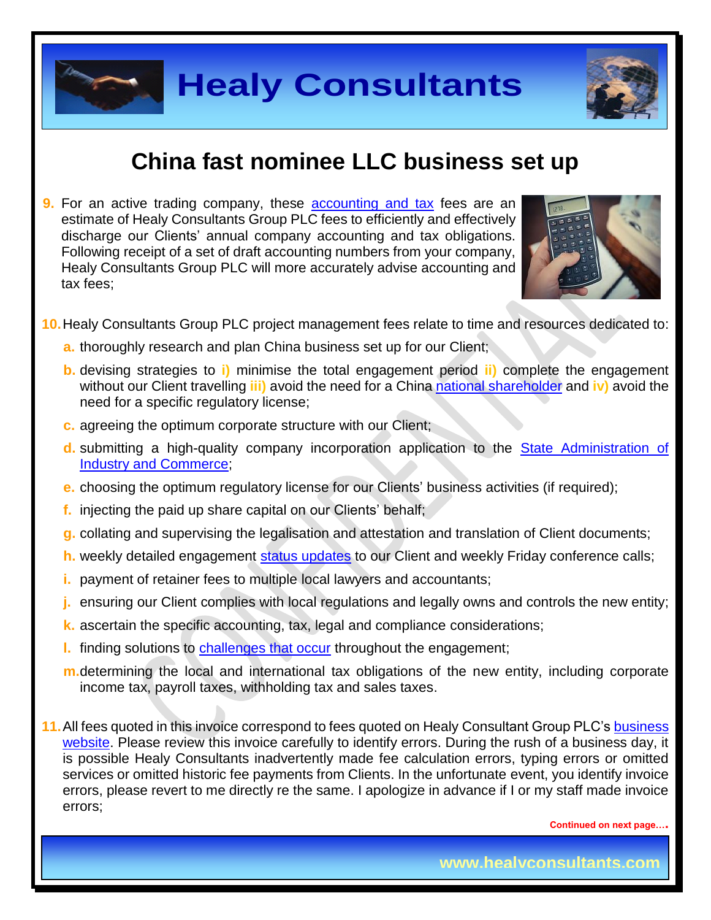# China fast nominee LLC business set up

9. For an active trading company, these accounting and tax fees are an estimate of Healy Consultants Group PLC fees to efficiently and effectively discharge our Clients' annual company accounting and tax obligations. Following receipt of a set of draft accounting numbers from your company, Healy Consultants Group PLC will more accurately advise accounting and tax fees;

10. Healy Consultants Group PLC project management fees relate to time and resources dedicated to:
    - a. thoroughly research and plan China business set up for our Client;
    - b. devising strategies to i) minimise the total engagement period ii) complete the engagement without our Client travelling iii) avoid the need for a China national shareholder and iv) avoid the need for a specific regulatory license;
    - c. agreeing the optimum corporate structure with our Client;
    - d. submitting a high-quality company incorporation application to the State Administration of Industry and Commerce;
    - e. choosing the optimum regulatory license for our Clients' business activities (if required);
    - f. injecting the paid up share capital on our Clients' behalf;
    - g. collating and supervising the legalisation and attestation and translation of Client documents;
    - h. weekly detailed engagement status updates to our Client and weekly Friday conference calls;
    - i. payment of retainer fees to multiple local lawyers and accountants;
    - j. ensuring our Client complies with local regulations and legally owns and controls the new entity;
    - k. ascertain the specific accounting, tax, legal and compliance considerations;
    - l. finding solutions to challenges that occur throughout the engagement;
    - m. determining the local and international tax obligations of the new entity, including corporate income tax, payroll taxes, withholding tax and sales taxes.

11. All fees quoted in this invoice correspond to fees quoted on Healy Consultant Group PLC's business website. Please review this invoice carefully to identify errors. During the rush of a business day, it is possible Healy Consultants inadvertently made fee calculation errors, typing errors or omitted services or omitted historic fee payments from Clients. In the unfortunate event, you identify invoice errors, please revert to me directly re the same. I apologize in advance if I or my staff made invoice errors;

Continued on next page….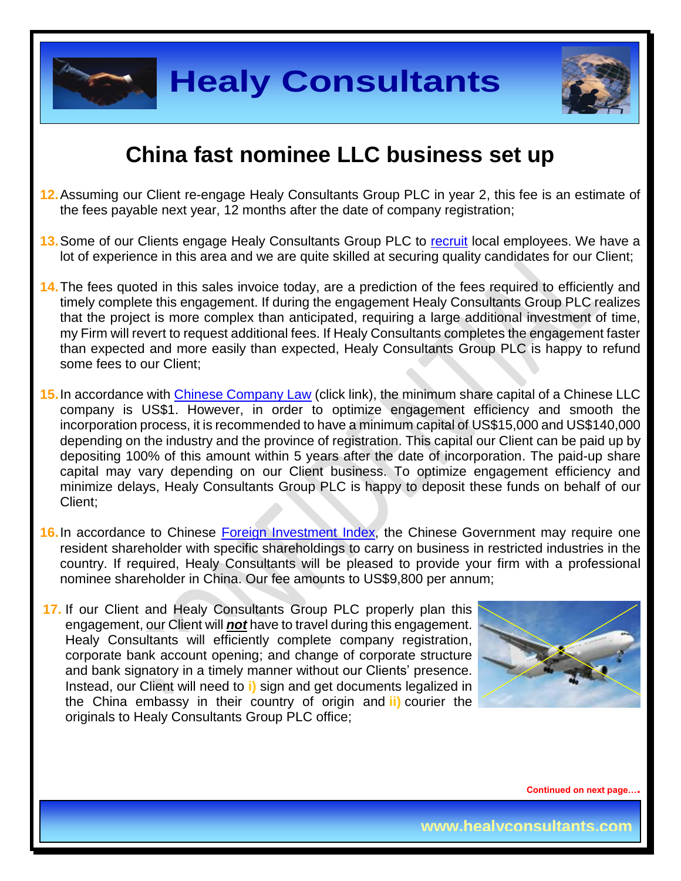# China fast nominee LLC business set up

12. Assuming our Client re-engage Healy Consultants Group PLC in year 2, this fee is an estimate of the fees payable next year, 12 months after the date of company registration;

13. Some of our Clients engage Healy Consultants Group PLC to [recruit](recruit) local employees. We have a lot of experience in this area and we are quite skilled at securing quality candidates for our Client;

14. The fees quoted in this sales invoice today, are a prediction of the fees required to efficiently and timely complete this engagement. If during the engagement Healy Consultants Group PLC realizes that the project is more complex than anticipated, requiring a large additional investment of time, my Firm will revert to request additional fees. If Healy Consultants completes the engagement faster than expected and more easily than expected, Healy Consultants Group PLC is happy to refund some fees to our Client;

15. In accordance with [Chinese Company Law](Chinese Company Law) (click link), the minimum share capital of a Chinese LLC company is US$1. However, in order to optimize engagement efficiency and smooth the incorporation process, it is recommended to have a minimum capital of US$15,000 and US$140,000 depending on the industry and the province of registration. This capital our Client can be paid up by depositing 100% of this amount within 5 years after the date of incorporation. The paid-up share capital may vary depending on our Client business. To optimize engagement efficiency and minimize delays, Healy Consultants Group PLC is happy to deposit these funds on behalf of our Client;

16. In accordance to Chinese [Foreign Investment Index](Foreign Investment Index), the Chinese Government may require one resident shareholder with specific shareholdings to carry on business in restricted industries in the country. If required, Healy Consultants will be pleased to provide your firm with a professional nominee shareholder in China. Our fee amounts to US$9,800 per annum;

17. If our Client and Healy Consultants Group PLC properly plan this engagement, our Client will ***not*** have to travel during this engagement. Healy Consultants will efficiently complete company registration, corporate bank account opening; and change of corporate structure and bank signatory in a timely manner without our Clients' presence. Instead, our Client will need to **i)** sign and get documents legalized in the China embassy in their country of origin and **ii)** courier the originals to Healy Consultants Group PLC office;

Continued on next page….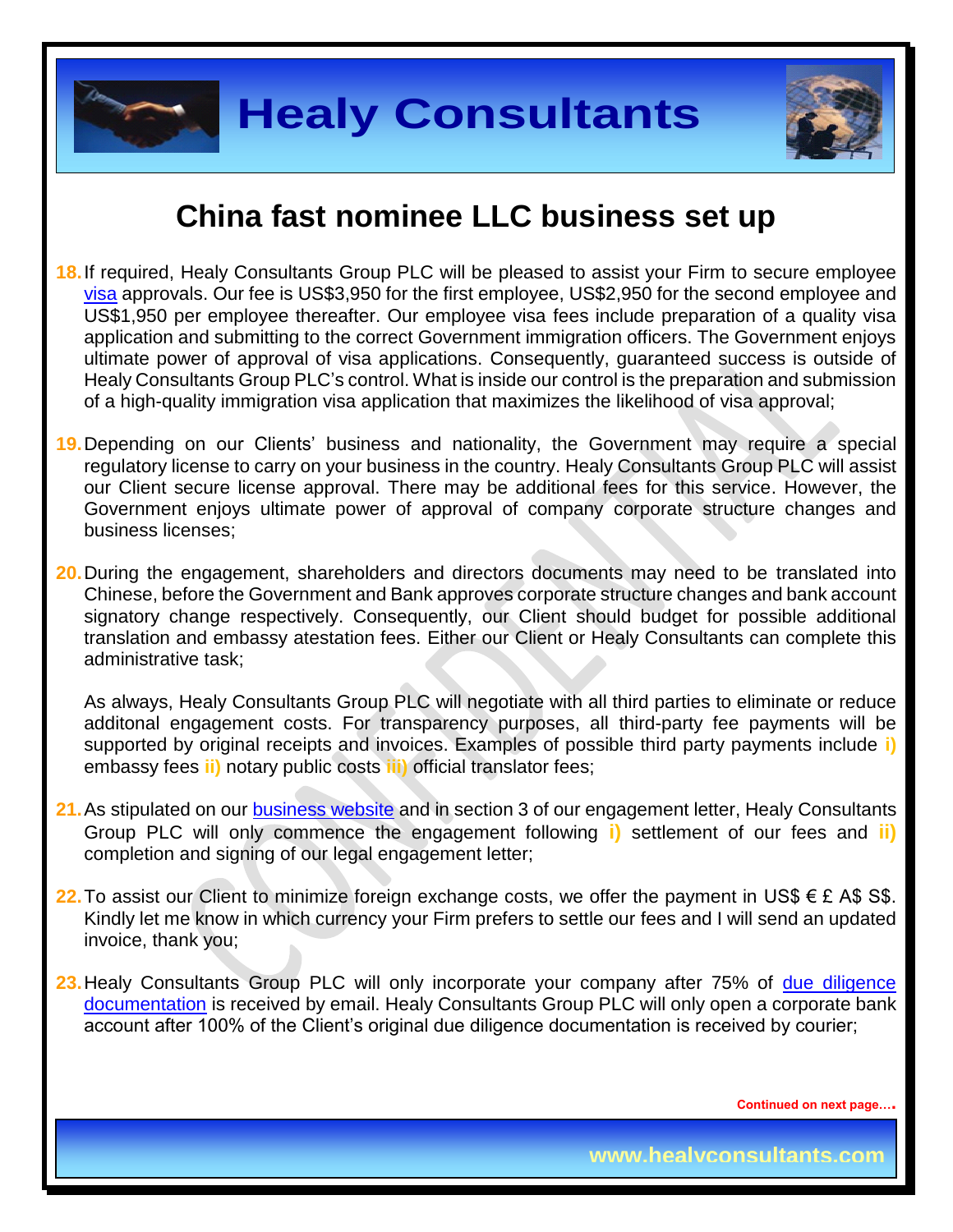# China fast nominee LLC business set up

18. If required, Healy Consultants Group PLC will be pleased to assist your Firm to secure employee visa approvals. Our fee is US$3,950 for the first employee, US$2,950 for the second employee and US$1,950 per employee thereafter. Our employee visa fees include preparation of a quality visa application and submitting to the correct Government immigration officers. The Government enjoys ultimate power of approval of visa applications. Consequently, guaranteed success is outside of Healy Consultants Group PLC's control. What is inside our control is the preparation and submission of a high-quality immigration visa application that maximizes the likelihood of visa approval;

19. Depending on our Clients' business and nationality, the Government may require a special regulatory license to carry on your business in the country. Healy Consultants Group PLC will assist our Client secure license approval. There may be additional fees for this service. However, the Government enjoys ultimate power of approval of company corporate structure changes and business licenses;

20. During the engagement, shareholders and directors documents may need to be translated into Chinese, before the Government and Bank approves corporate structure changes and bank account signatory change respectively. Consequently, our Client should budget for possible additional translation and embassy atestation fees. Either our Client or Healy Consultants can complete this administrative task;

    As always, Healy Consultants Group PLC will negotiate with all third parties to eliminate or reduce additonal engagement costs. For transparency purposes, all third-party fee payments will be supported by original receipts and invoices. Examples of possible third party payments include **i)** embassy fees **ii)** notary public costs **iii)** official translator fees;

21. As stipulated on our business website and in section 3 of our engagement letter, Healy Consultants Group PLC will only commence the engagement following **i)** settlement of our fees and **ii)** completion and signing of our legal engagement letter;

22. To assist our Client to minimize foreign exchange costs, we offer the payment in US$ € £ A$ S$. Kindly let me know in which currency your Firm prefers to settle our fees and I will send an updated invoice, thank you;

23. Healy Consultants Group PLC will only incorporate your company after 75% of due diligence documentation is received by email. Healy Consultants Group PLC will only open a corporate bank account after 100% of the Client's original due diligence documentation is received by courier;

Continued on next page….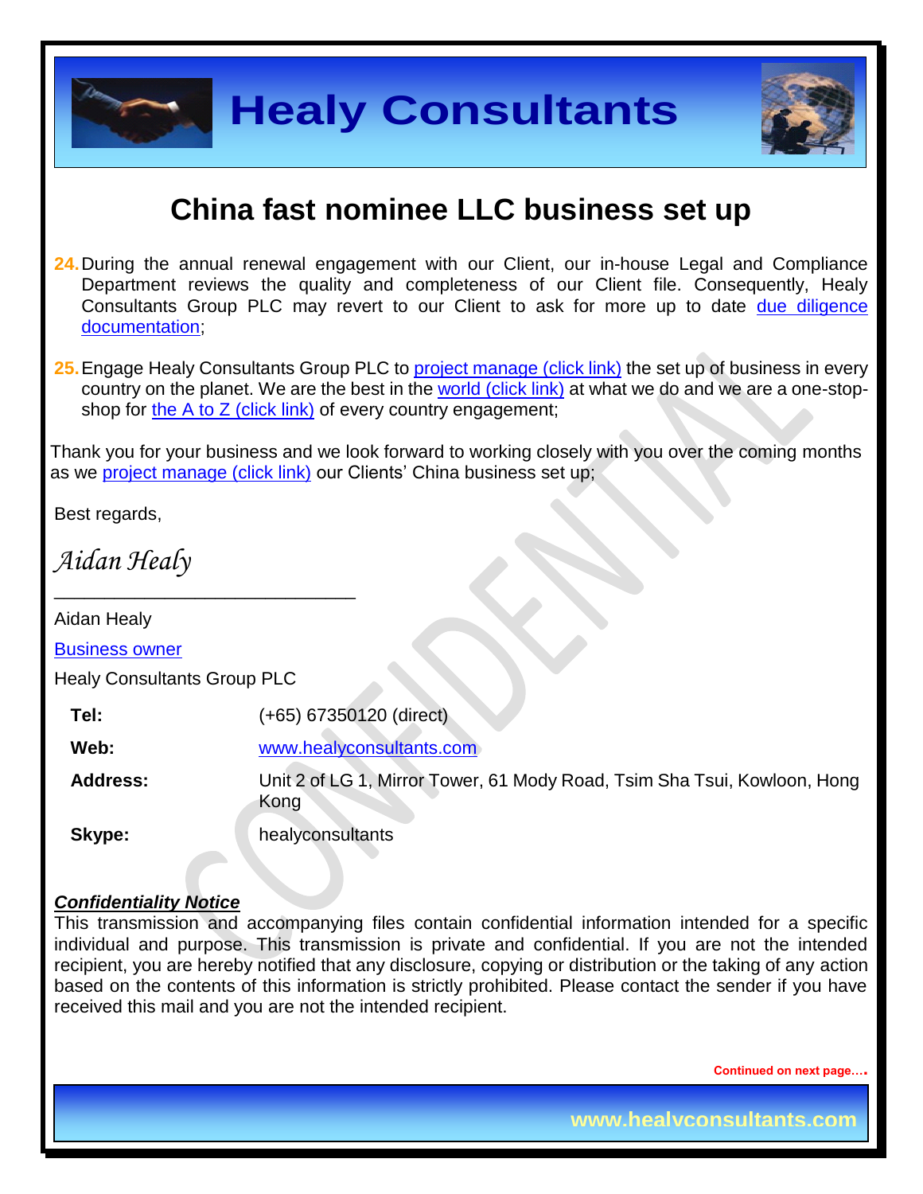# China fast nominee LLC business set up

24. During the annual renewal engagement with our Client, our in-house Legal and Compliance Department reviews the quality and completeness of our Client file. Consequently, Healy Consultants Group PLC may revert to our Client to ask for more up to date due diligence documentation;

25. Engage Healy Consultants Group PLC to project manage (click link) the set up of business in every country on the planet. We are the best in the world (click link) at what we do and we are a one-stop-shop for the A to Z (click link) of every country engagement;

Thank you for your business and we look forward to working closely with you over the coming months as we project manage (click link) our Clients' China business set up;

Best regards,

*Aidan Healy*

______________________________

Aidan Healy

Business owner

Healy Consultants Group PLC

| | |
|---|---|
| **Tel:** | (+65) 67350120 (direct) |
| **Web:** | www.healyconsultants.com |
| **Address:** | Unit 2 of LG 1, Mirror Tower, 61 Mody Road, Tsim Sha Tsui, Kowloon, Hong Kong |
| **Skype:** | healyconsultants |

***Confidentiality Notice***

This transmission and accompanying files contain confidential information intended for a specific individual and purpose. This transmission is private and confidential. If you are not the intended recipient, you are hereby notified that any disclosure, copying or distribution or the taking of any action based on the contents of this information is strictly prohibited. Please contact the sender if you have received this mail and you are not the intended recipient.

Continued on next page….